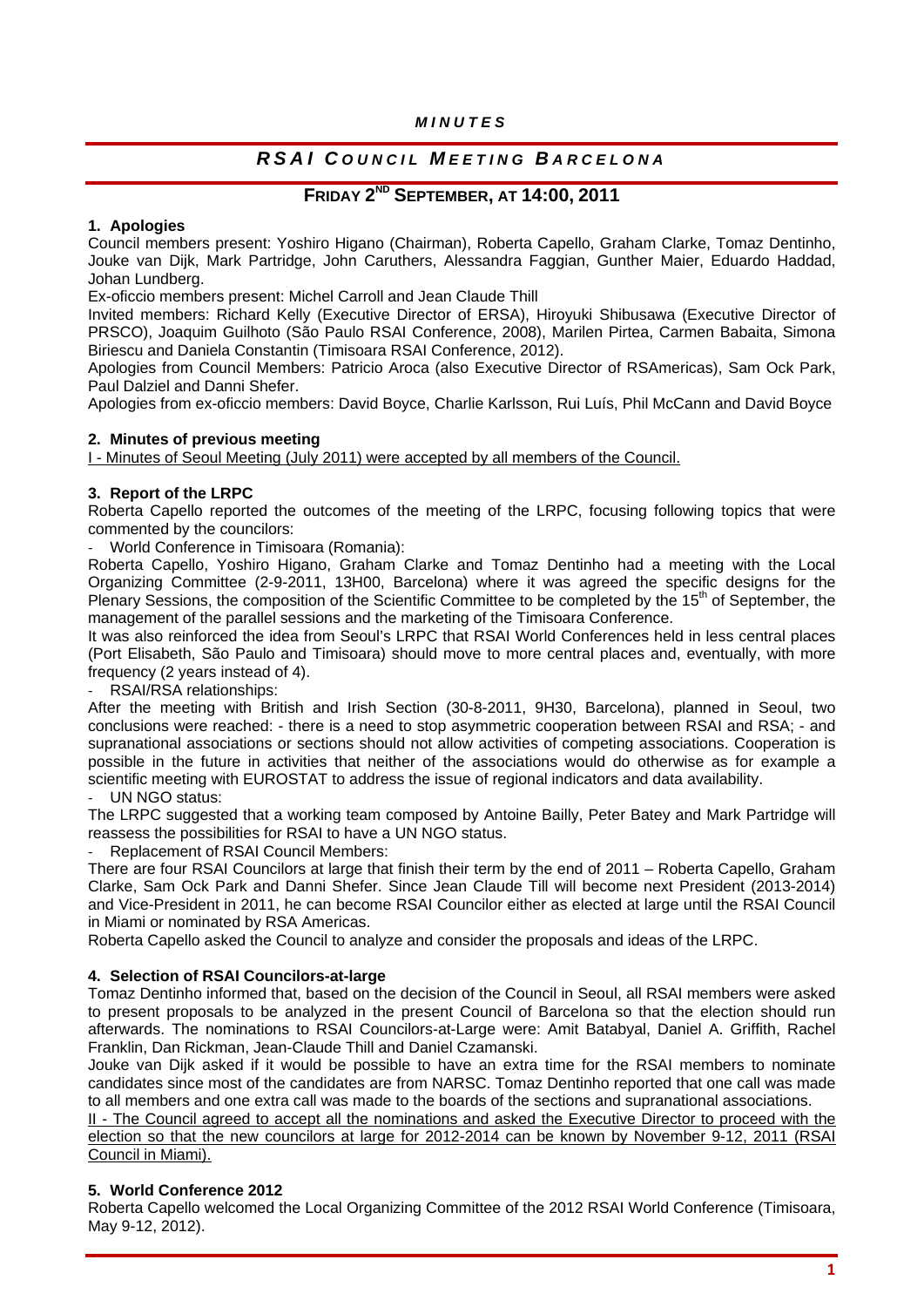*MINUTES*

## *RSAI COUNCIL MEETING BARCELONA*

## FRIDAY 2ND SEPTEMBER, AT 14:00, 2011

**1. Apologies**

Council members present: Yoshiro Higano (Chairman), Roberta Capello, Graham Clarke, Tomaz Dentinho, Jouke van Dijk, Mark Partridge, John Caruthers, Alessandra Faggian, Gunther Maier, Eduardo Haddad, Johan Lundberg.

Ex-oficcio members present: Michel Carroll and Jean Claude Thill

Invited members: Richard Kelly (Executive Director of ERSA), Hiroyuki Shibusawa (Executive Director of PRSCO), Joaquim Guilhoto (São Paulo RSAI Conference, 2008), Marilen Pirtea, Carmen Babaita, Simona Biriescu and Daniela Constantin (Timisoara RSAI Conference, 2012).

Apologies from Council Members: Patricio Aroca (also Executive Director of RSAmericas), Sam Ock Park, Paul Dalziel and Danni Shefer.

Apologies from ex-oficcio members: David Boyce, Charlie Karlsson, Rui Luís, Phil McCann and David Boyce

**2. Minutes of previous meeting**

I - Minutes of Seoul Meeting (July 2011) were accepted by all members of the Council.

**3. Report of the LRPC**

Roberta Capello reported the outcomes of the meeting of the LRPC, focusing following topics that were commented by the councilors:

- World Conference in Timisoara (Romania):

Roberta Capello, Yoshiro Higano, Graham Clarke and Tomaz Dentinho had a meeting with the Local Organizing Committee (2-9-2011, 13H00, Barcelona) where it was agreed the specific designs for the Plenary Sessions, the composition of the Scientific Committee to be completed by the 15th of September, the management of the parallel sessions and the marketing of the Timisoara Conference.

It was also reinforced the idea from Seoul's LRPC that RSAI World Conferences held in less central places (Port Elisabeth, São Paulo and Timisoara) should move to more central places and, eventually, with more frequency (2 years instead of 4).

- RSAI/RSA relationships:

After the meeting with British and Irish Section (30-8-2011, 9H30, Barcelona), planned in Seoul, two conclusions were reached: - there is a need to stop asymmetric cooperation between RSAI and RSA; - and supranational associations or sections should not allow activities of competing associations. Cooperation is possible in the future in activities that neither of the associations would do otherwise as for example a scientific meeting with EUROSTAT to address the issue of regional indicators and data availability.

- UN NGO status:

The LRPC suggested that a working team composed by Antoine Bailly, Peter Batey and Mark Partridge will reassess the possibilities for RSAI to have a UN NGO status.

- Replacement of RSAI Council Members:

There are four RSAI Councilors at large that finish their term by the end of 2011 – Roberta Capello, Graham Clarke, Sam Ock Park and Danni Shefer. Since Jean Claude Till will become next President (2013-2014) and Vice-President in 2011, he can become RSAI Councilor either as elected at large until the RSAI Council in Miami or nominated by RSA Americas.

Roberta Capello asked the Council to analyze and consider the proposals and ideas of the LRPC.

**4. Selection of RSAI Councilors-at-large**

Tomaz Dentinho informed that, based on the decision of the Council in Seoul, all RSAI members were asked to present proposals to be analyzed in the present Council of Barcelona so that the election should run afterwards. The nominations to RSAI Councilors-at-Large were: Amit Batabyal, Daniel A. Griffith, Rachel Franklin, Dan Rickman, Jean-Claude Thill and Daniel Czamanski.

Jouke van Dijk asked if it would be possible to have an extra time for the RSAI members to nominate candidates since most of the candidates are from NARSC. Tomaz Dentinho reported that one call was made to all members and one extra call was made to the boards of the sections and supranational associations.

II - The Council agreed to accept all the nominations and asked the Executive Director to proceed with the election so that the new councilors at large for 2012-2014 can be known by November 9-12, 2011 (RSAI Council in Miami).

**5. World Conference 2012**

Roberta Capello welcomed the Local Organizing Committee of the 2012 RSAI World Conference (Timisoara, May 9-12, 2012).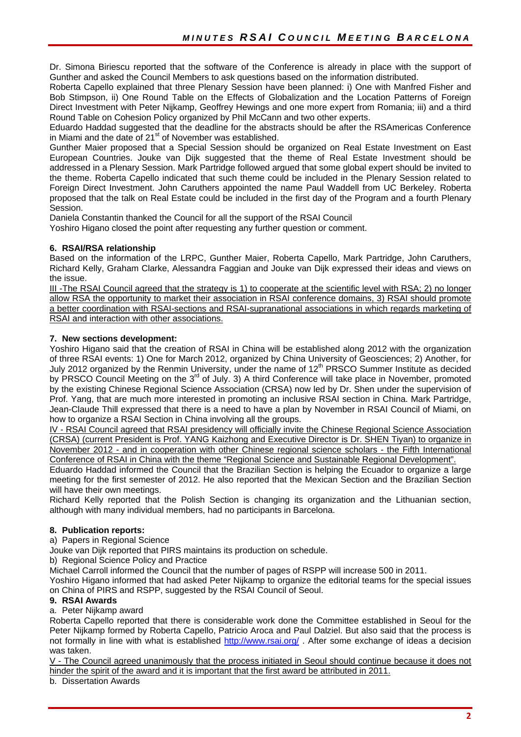Dr. Simona Biriescu reported that the software of the Conference is already in place with the support of Gunther and asked the Council Members to ask questions based on the information distributed.

Roberta Capello explained that three Plenary Session have been planned: i) One with Manfred Fisher and Bob Stimpson, ii) One Round Table on the Effects of Globalization and the Location Patterns of Foreign Direct Investment with Peter Nijkamp, Geoffrey Hewings and one more expert from Romania; iii) and a third Round Table on Cohesion Policy organized by Phil McCann and two other experts.

Eduardo Haddad suggested that the deadline for the abstracts should be after the RSAmericas Conference in Miami and the date of 21st of November was established.

Gunther Maier proposed that a Special Session should be organized on Real Estate Investment on East European Countries. Jouke van Dijk suggested that the theme of Real Estate Investment should be addressed in a Plenary Session. Mark Partridge followed argued that some global expert should be invited to the theme. Roberta Capello indicated that such theme could be included in the Plenary Session related to Foreign Direct Investment. John Caruthers appointed the name Paul Waddell from UC Berkeley. Roberta proposed that the talk on Real Estate could be included in the first day of the Program and a fourth Plenary Session.

Daniela Constantin thanked the Council for all the support of the RSAI Council

Yoshiro Higano closed the point after requesting any further question or comment.

**6. RSAI/RSA relationship**

Based on the information of the LRPC, Gunther Maier, Roberta Capello, Mark Partridge, John Caruthers, Richard Kelly, Graham Clarke, Alessandra Faggian and Jouke van Dijk expressed their ideas and views on the issue.

<u>III -The RSAI Council agreed that the strategy is 1) to cooperate at the scientific level with RSA; 2) no longer allow RSA the opportunity to market their association in RSAI conference domains, 3) RSAI should promote a better coordination with RSAI-sections and RSAI-supranational associations in which regards marketing of RSAI and interaction with other associations.</u>

**7. New sections development:**

Yoshiro Higano said that the creation of RSAI in China will be established along 2012 with the organization of three RSAI events: 1) One for March 2012, organized by China University of Geosciences; 2) Another, for July 2012 organized by the Renmin University, under the name of 12th PRSCO Summer Institute as decided by PRSCO Council Meeting on the 3rd of July. 3) A third Conference will take place in November, promoted by the existing Chinese Regional Science Association (CRSA) now led by Dr. Shen under the supervision of Prof. Yang, that are much more interested in promoting an inclusive RSAI section in China. Mark Partridge, Jean-Claude Thill expressed that there is a need to have a plan by November in RSAI Council of Miami, on how to organize a RSAI Section in China involving all the groups.

<u>IV - RSAI Council agreed that RSAI presidency will officially invite the Chinese Regional Science Association (CRSA) (current President is Prof. YANG Kaizhong and Executive Director is Dr. SHEN Tiyan) to organize in November 2012 - and in cooperation with other Chinese regional science scholars - the Fifth International Conference of RSAI in China with the theme "Regional Science and Sustainable Regional Development".</u>

Eduardo Haddad informed the Council that the Brazilian Section is helping the Ecuador to organize a large meeting for the first semester of 2012. He also reported that the Mexican Section and the Brazilian Section will have their own meetings.

Richard Kelly reported that the Polish Section is changing its organization and the Lithuanian section, although with many individual members, had no participants in Barcelona.

**8. Publication reports:**

a) Papers in Regional Science

Jouke van Dijk reported that PIRS maintains its production on schedule.

b) Regional Science Policy and Practice

Michael Carroll informed the Council that the number of pages of RSPP will increase 500 in 2011.

Yoshiro Higano informed that had asked Peter Nijkamp to organize the editorial teams for the special issues on China of PIRS and RSPP, suggested by the RSAI Council of Seoul.

**9. RSAI Awards**

a. Peter Nijkamp award

Roberta Capello reported that there is considerable work done the Committee established in Seoul for the Peter Nijkamp formed by Roberta Capello, Patricio Aroca and Paul Dalziel. But also said that the process is not formally in line with what is established http://www.rsai.org/ . After some exchange of ideas a decision was taken.

<u>V - The Council agreed unanimously that the process initiated in Seoul should continue because it does not hinder the spirit of the award and it is important that the first award be attributed in 2011.</u>

b. Dissertation Awards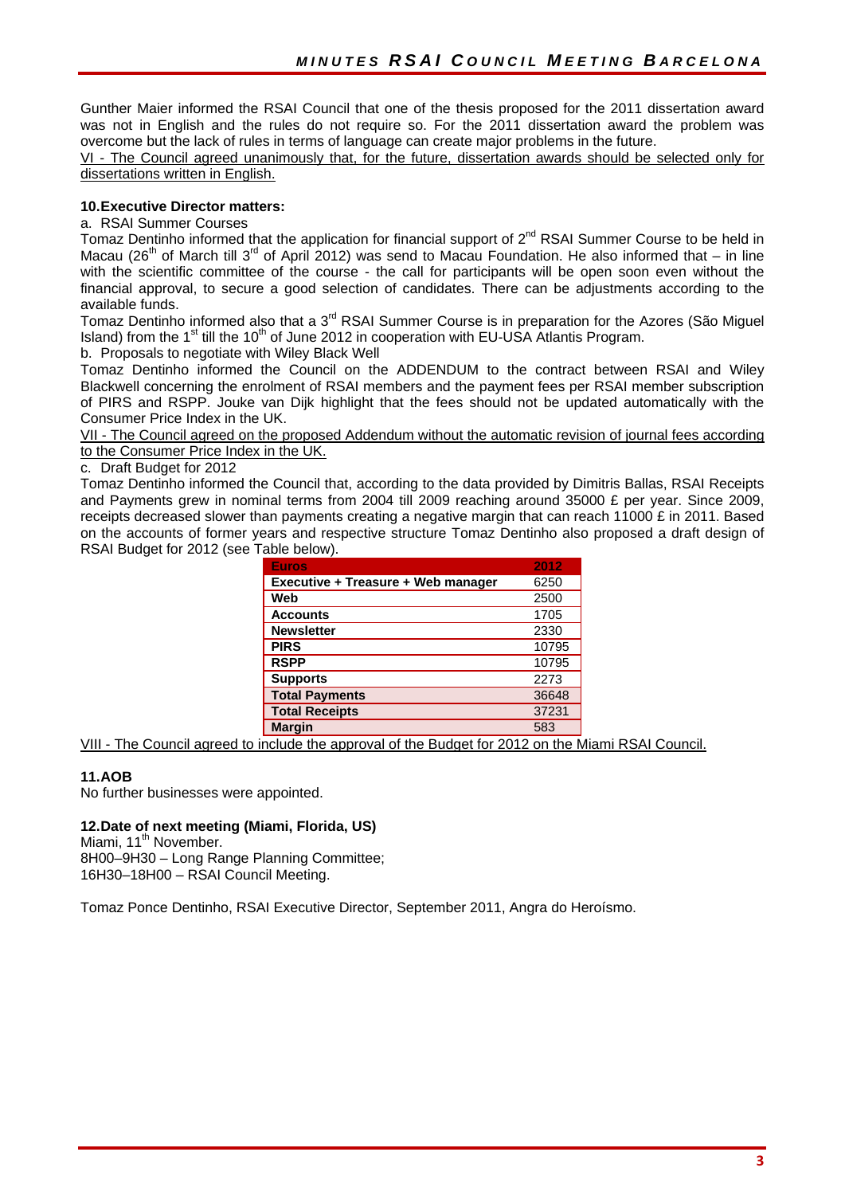Gunther Maier informed the RSAI Council that one of the thesis proposed for the 2011 dissertation award was not in English and the rules do not require so. For the 2011 dissertation award the problem was overcome but the lack of rules in terms of language can create major problems in the future.

<u>VI - The Council agreed unanimously that, for the future, dissertation awards should be selected only for dissertations written in English.</u>

**10. Executive Director matters:**

a. RSAI Summer Courses

Tomaz Dentinho informed that the application for financial support of 2nd RSAI Summer Course to be held in Macau (26th of March till 3rd of April 2012) was send to Macau Foundation. He also informed that – in line with the scientific committee of the course - the call for participants will be open soon even without the financial approval, to secure a good selection of candidates. There can be adjustments according to the available funds.

Tomaz Dentinho informed also that a 3rd RSAI Summer Course is in preparation for the Azores (São Miguel Island) from the 1st till the 10th of June 2012 in cooperation with EU-USA Atlantis Program.

b. Proposals to negotiate with Wiley Black Well

Tomaz Dentinho informed the Council on the ADDENDUM to the contract between RSAI and Wiley Blackwell concerning the enrolment of RSAI members and the payment fees per RSAI member subscription of PIRS and RSPP. Jouke van Dijk highlight that the fees should not be updated automatically with the Consumer Price Index in the UK.

<u>VII - The Council agreed on the proposed Addendum without the automatic revision of journal fees according to the Consumer Price Index in the UK.</u>

c. Draft Budget for 2012

Tomaz Dentinho informed the Council that, according to the data provided by Dimitris Ballas, RSAI Receipts and Payments grew in nominal terms from 2004 till 2009 reaching around 35000 £ per year. Since 2009, receipts decreased slower than payments creating a negative margin that can reach 11000 £ in 2011. Based on the accounts of former years and respective structure Tomaz Dentinho also proposed a draft design of RSAI Budget for 2012 (see Table below).

| Euros | 2012 |
|---|---|
| **Executive + Treasure + Web manager** | 6250 |
| **Web** | 2500 |
| **Accounts** | 1705 |
| **Newsletter** | 2330 |
| **PIRS** | 10795 |
| **RSPP** | 10795 |
| **Supports** | 2273 |
| **Total Payments** | 36648 |
| **Total Receipts** | 37231 |
| **Margin** | 583 |

<u>VIII - The Council agreed to include the approval of the Budget for 2012 on the Miami RSAI Council.</u>

**11. AOB**

No further businesses were appointed.

**12. Date of next meeting (Miami, Florida, US)**

Miami, 11th November.
8H00–9H30 – Long Range Planning Committee;
16H30–18H00 – RSAI Council Meeting.

Tomaz Ponce Dentinho, RSAI Executive Director, September 2011, Angra do Heroísmo.